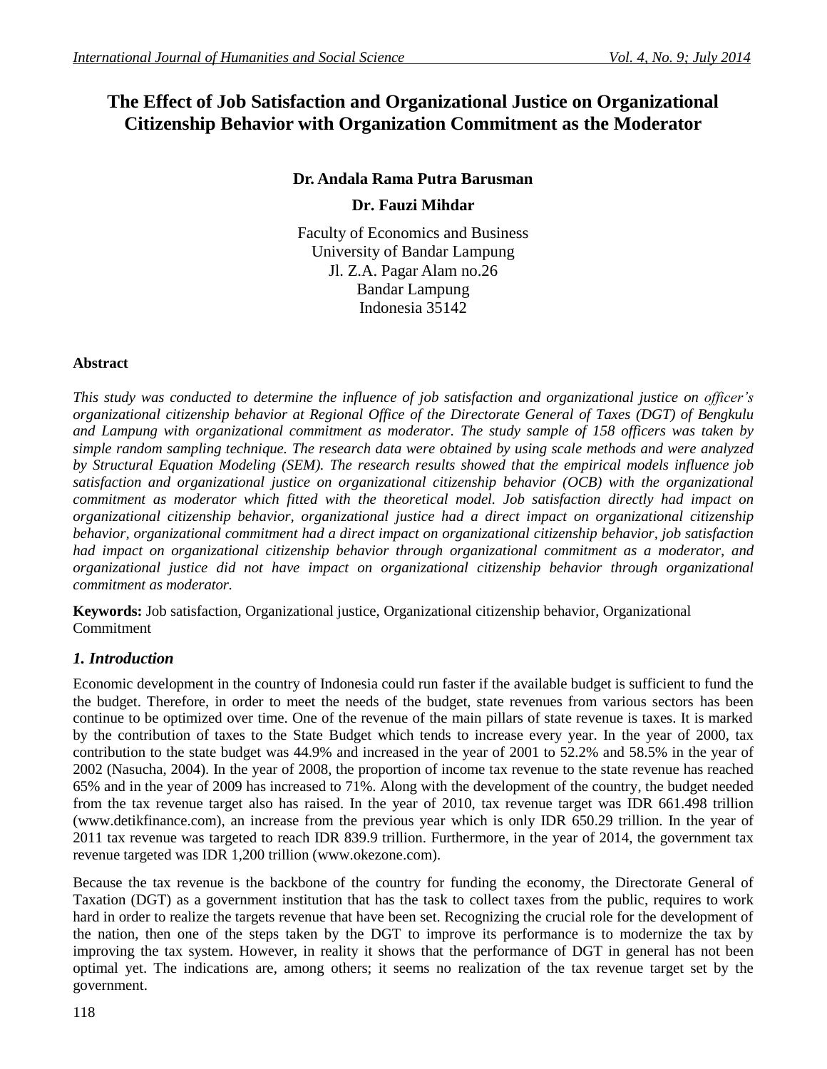# The Effect of Job Satisfaction and Organizational Justice on Organizational Citizenship Behavior with Organization Commitment as the Moderator

**Dr. Andala Rama Putra Barusman**

**Dr. Fauzi Mihdar**

Faculty of Economics and Business
University of Bandar Lampung
Jl. Z.A. Pagar Alam no.26
Bandar Lampung
Indonesia 35142

### Abstract

*This study was conducted to determine the influence of job satisfaction and organizational justice on officer's organizational citizenship behavior at Regional Office of the Directorate General of Taxes (DGT) of Bengkulu and Lampung with organizational commitment as moderator. The study sample of 158 officers was taken by simple random sampling technique. The research data were obtained by using scale methods and were analyzed by Structural Equation Modeling (SEM). The research results showed that the empirical models influence job satisfaction and organizational justice on organizational citizenship behavior (OCB) with the organizational commitment as moderator which fitted with the theoretical model. Job satisfaction directly had impact on organizational citizenship behavior, organizational justice had a direct impact on organizational citizenship behavior, organizational commitment had a direct impact on organizational citizenship behavior, job satisfaction had impact on organizational citizenship behavior through organizational commitment as a moderator, and organizational justice did not have impact on organizational citizenship behavior through organizational commitment as moderator.*

**Keywords:** Job satisfaction, Organizational justice, Organizational citizenship behavior, Organizational Commitment

## *1. Introduction*

Economic development in the country of Indonesia could run faster if the available budget is sufficient to fund the the budget. Therefore, in order to meet the needs of the budget, state revenues from various sectors has been continue to be optimized over time. One of the revenue of the main pillars of state revenue is taxes. It is marked by the contribution of taxes to the State Budget which tends to increase every year. In the year of 2000, tax contribution to the state budget was 44.9% and increased in the year of 2001 to 52.2% and 58.5% in the year of 2002 (Nasucha, 2004). In the year of 2008, the proportion of income tax revenue to the state revenue has reached 65% and in the year of 2009 has increased to 71%. Along with the development of the country, the budget needed from the tax revenue target also has raised. In the year of 2010, tax revenue target was IDR 661.498 trillion (www.detikfinance.com), an increase from the previous year which is only IDR 650.29 trillion. In the year of 2011 tax revenue was targeted to reach IDR 839.9 trillion. Furthermore, in the year of 2014, the government tax revenue targeted was IDR 1,200 trillion (www.okezone.com).

Because the tax revenue is the backbone of the country for funding the economy, the Directorate General of Taxation (DGT) as a government institution that has the task to collect taxes from the public, requires to work hard in order to realize the targets revenue that have been set. Recognizing the crucial role for the development of the nation, then one of the steps taken by the DGT to improve its performance is to modernize the tax by improving the tax system. However, in reality it shows that the performance of DGT in general has not been optimal yet. The indications are, among others; it seems no realization of the tax revenue target set by the government.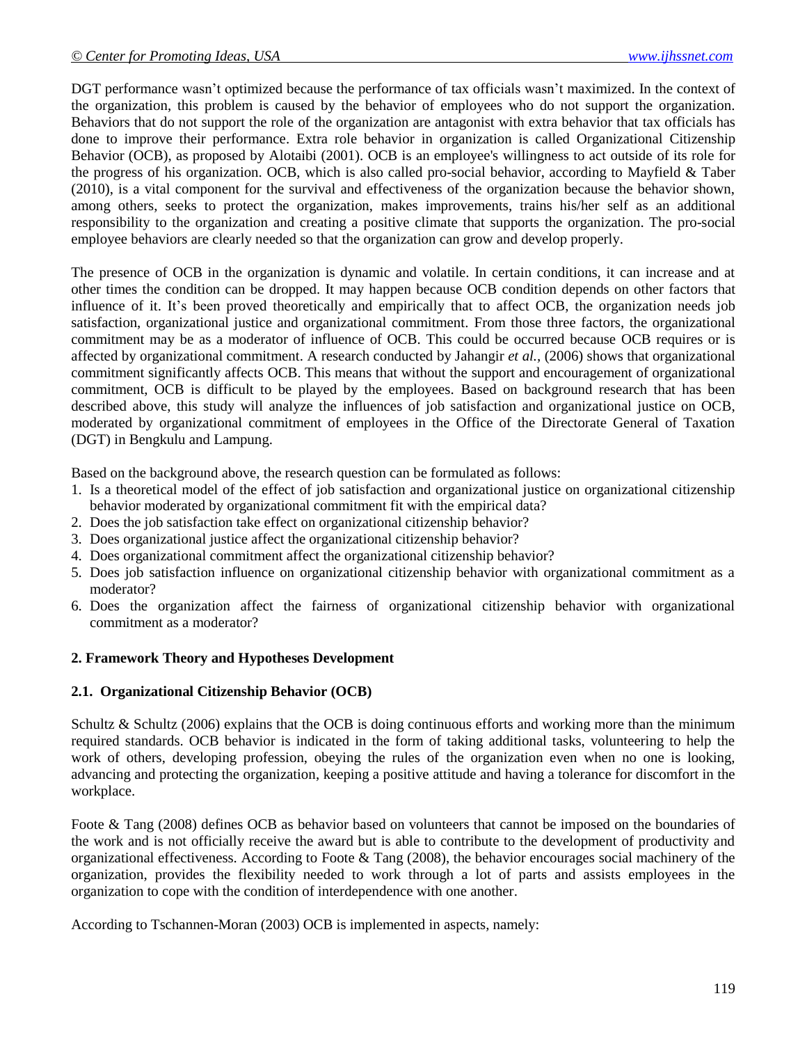DGT performance wasn't optimized because the performance of tax officials wasn't maximized. In the context of the organization, this problem is caused by the behavior of employees who do not support the organization. Behaviors that do not support the role of the organization are antagonist with extra behavior that tax officials has done to improve their performance. Extra role behavior in organization is called Organizational Citizenship Behavior (OCB), as proposed by Alotaibi (2001). OCB is an employee's willingness to act outside of its role for the progress of his organization. OCB, which is also called pro-social behavior, according to Mayfield & Taber (2010), is a vital component for the survival and effectiveness of the organization because the behavior shown, among others, seeks to protect the organization, makes improvements, trains his/her self as an additional responsibility to the organization and creating a positive climate that supports the organization. The pro-social employee behaviors are clearly needed so that the organization can grow and develop properly.

The presence of OCB in the organization is dynamic and volatile. In certain conditions, it can increase and at other times the condition can be dropped. It may happen because OCB condition depends on other factors that influence of it. It's been proved theoretically and empirically that to affect OCB, the organization needs job satisfaction, organizational justice and organizational commitment. From those three factors, the organizational commitment may be as a moderator of influence of OCB. This could be occurred because OCB requires or is affected by organizational commitment. A research conducted by Jahangir *et al.*, (2006) shows that organizational commitment significantly affects OCB. This means that without the support and encouragement of organizational commitment, OCB is difficult to be played by the employees. Based on background research that has been described above, this study will analyze the influences of job satisfaction and organizational justice on OCB, moderated by organizational commitment of employees in the Office of the Directorate General of Taxation (DGT) in Bengkulu and Lampung.

Based on the background above, the research question can be formulated as follows:

1. Is a theoretical model of the effect of job satisfaction and organizational justice on organizational citizenship behavior moderated by organizational commitment fit with the empirical data?
2. Does the job satisfaction take effect on organizational citizenship behavior?
3. Does organizational justice affect the organizational citizenship behavior?
4. Does organizational commitment affect the organizational citizenship behavior?
5. Does job satisfaction influence on organizational citizenship behavior with organizational commitment as a moderator?
6. Does the organization affect the fairness of organizational citizenship behavior with organizational commitment as a moderator?

## 2. Framework Theory and Hypotheses Development

### 2.1. Organizational Citizenship Behavior (OCB)

Schultz & Schultz (2006) explains that the OCB is doing continuous efforts and working more than the minimum required standards. OCB behavior is indicated in the form of taking additional tasks, volunteering to help the work of others, developing profession, obeying the rules of the organization even when no one is looking, advancing and protecting the organization, keeping a positive attitude and having a tolerance for discomfort in the workplace.

Foote & Tang (2008) defines OCB as behavior based on volunteers that cannot be imposed on the boundaries of the work and is not officially receive the award but is able to contribute to the development of productivity and organizational effectiveness. According to Foote & Tang (2008), the behavior encourages social machinery of the organization, provides the flexibility needed to work through a lot of parts and assists employees in the organization to cope with the condition of interdependence with one another.

According to Tschannen-Moran (2003) OCB is implemented in aspects, namely: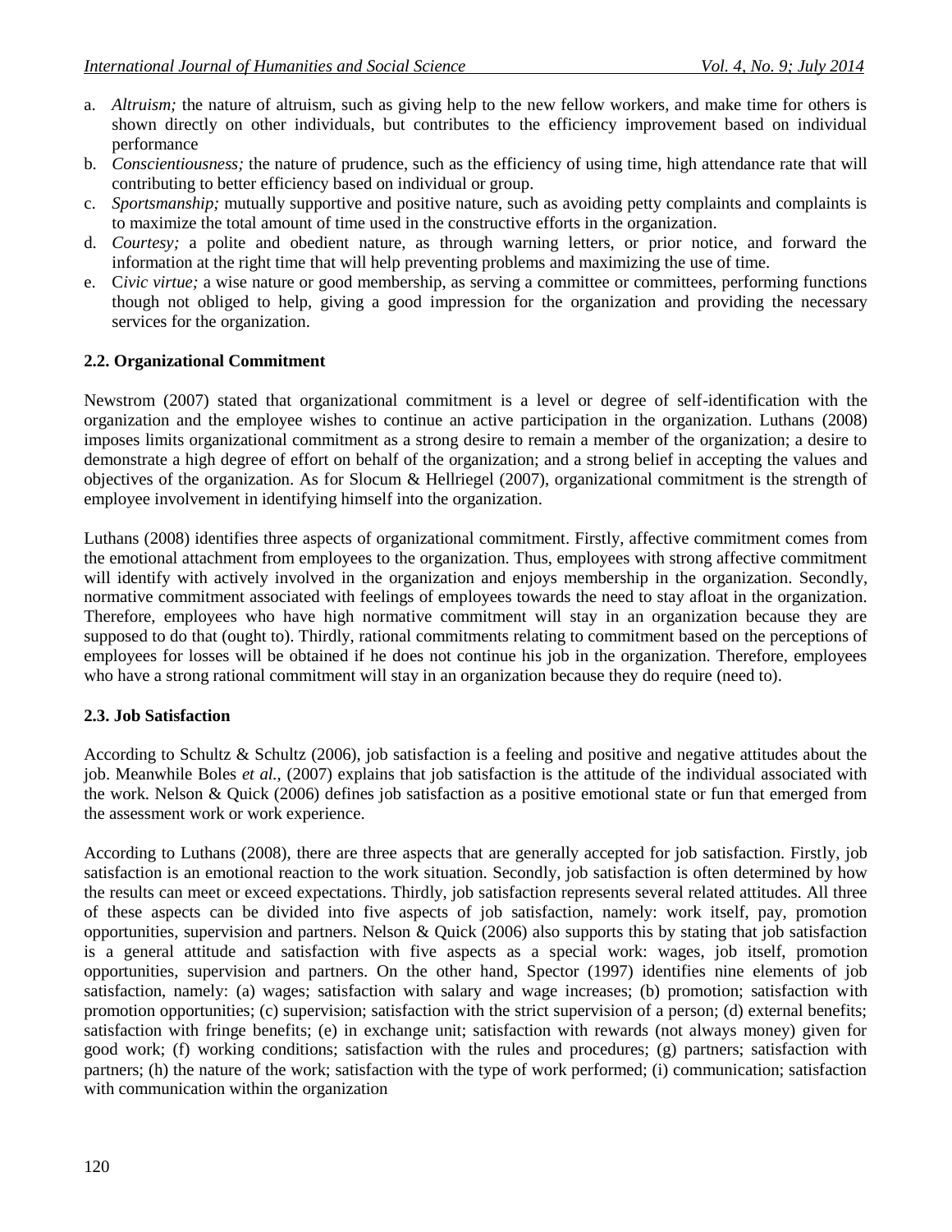a. *Altruism;* the nature of altruism, such as giving help to the new fellow workers, and make time for others is shown directly on other individuals, but contributes to the efficiency improvement based on individual performance
b. *Conscientiousness;* the nature of prudence, such as the efficiency of using time, high attendance rate that will contributing to better efficiency based on individual or group.
c. *Sportsmanship;* mutually supportive and positive nature, such as avoiding petty complaints and complaints is to maximize the total amount of time used in the constructive efforts in the organization.
d. *Courtesy;* a polite and obedient nature, as through warning letters, or prior notice, and forward the information at the right time that will help preventing problems and maximizing the use of time.
e. C*ivic virtue;* a wise nature or good membership, as serving a committee or committees, performing functions though not obliged to help, giving a good impression for the organization and providing the necessary services for the organization.

### 2.2. Organizational Commitment

Newstrom (2007) stated that organizational commitment is a level or degree of self-identification with the organization and the employee wishes to continue an active participation in the organization. Luthans (2008) imposes limits organizational commitment as a strong desire to remain a member of the organization; a desire to demonstrate a high degree of effort on behalf of the organization; and a strong belief in accepting the values and objectives of the organization. As for Slocum & Hellriegel (2007), organizational commitment is the strength of employee involvement in identifying himself into the organization.

Luthans (2008) identifies three aspects of organizational commitment. Firstly, affective commitment comes from the emotional attachment from employees to the organization. Thus, employees with strong affective commitment will identify with actively involved in the organization and enjoys membership in the organization. Secondly, normative commitment associated with feelings of employees towards the need to stay afloat in the organization. Therefore, employees who have high normative commitment will stay in an organization because they are supposed to do that (ought to). Thirdly, rational commitments relating to commitment based on the perceptions of employees for losses will be obtained if he does not continue his job in the organization. Therefore, employees who have a strong rational commitment will stay in an organization because they do require (need to).

### 2.3. Job Satisfaction

According to Schultz & Schultz (2006), job satisfaction is a feeling and positive and negative attitudes about the job. Meanwhile Boles *et al.*, (2007) explains that job satisfaction is the attitude of the individual associated with the work. Nelson & Quick (2006) defines job satisfaction as a positive emotional state or fun that emerged from the assessment work or work experience.

According to Luthans (2008), there are three aspects that are generally accepted for job satisfaction. Firstly, job satisfaction is an emotional reaction to the work situation. Secondly, job satisfaction is often determined by how the results can meet or exceed expectations. Thirdly, job satisfaction represents several related attitudes. All three of these aspects can be divided into five aspects of job satisfaction, namely: work itself, pay, promotion opportunities, supervision and partners. Nelson & Quick (2006) also supports this by stating that job satisfaction is a general attitude and satisfaction with five aspects as a special work: wages, job itself, promotion opportunities, supervision and partners. On the other hand, Spector (1997) identifies nine elements of job satisfaction, namely: (a) wages; satisfaction with salary and wage increases; (b) promotion; satisfaction with promotion opportunities; (c) supervision; satisfaction with the strict supervision of a person; (d) external benefits; satisfaction with fringe benefits; (e) in exchange unit; satisfaction with rewards (not always money) given for good work; (f) working conditions; satisfaction with the rules and procedures; (g) partners; satisfaction with partners; (h) the nature of the work; satisfaction with the type of work performed; (i) communication; satisfaction with communication within the organization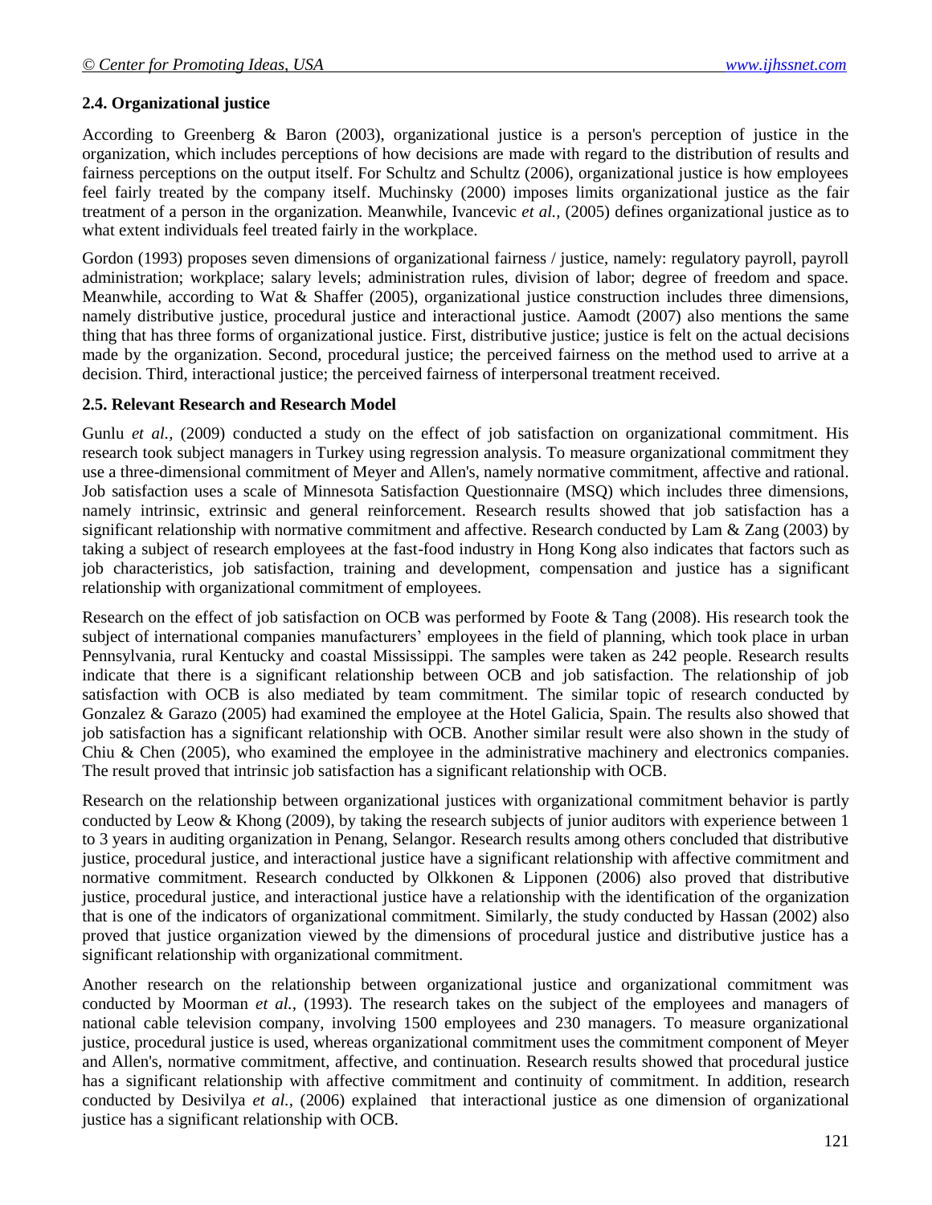## 2.4. Organizational justice

According to Greenberg & Baron (2003), organizational justice is a person's perception of justice in the organization, which includes perceptions of how decisions are made with regard to the distribution of results and fairness perceptions on the output itself. For Schultz and Schultz (2006), organizational justice is how employees feel fairly treated by the company itself. Muchinsky (2000) imposes limits organizational justice as the fair treatment of a person in the organization. Meanwhile, Ivancevic *et al.,* (2005) defines organizational justice as to what extent individuals feel treated fairly in the workplace.

Gordon (1993) proposes seven dimensions of organizational fairness / justice, namely: regulatory payroll, payroll administration; workplace; salary levels; administration rules, division of labor; degree of freedom and space. Meanwhile, according to Wat & Shaffer (2005), organizational justice construction includes three dimensions, namely distributive justice, procedural justice and interactional justice. Aamodt (2007) also mentions the same thing that has three forms of organizational justice. First, distributive justice; justice is felt on the actual decisions made by the organization. Second, procedural justice; the perceived fairness on the method used to arrive at a decision. Third, interactional justice; the perceived fairness of interpersonal treatment received.

## 2.5. Relevant Research and Research Model

Gunlu *et al.,* (2009) conducted a study on the effect of job satisfaction on organizational commitment. His research took subject managers in Turkey using regression analysis. To measure organizational commitment they use a three-dimensional commitment of Meyer and Allen's, namely normative commitment, affective and rational. Job satisfaction uses a scale of Minnesota Satisfaction Questionnaire (MSQ) which includes three dimensions, namely intrinsic, extrinsic and general reinforcement. Research results showed that job satisfaction has a significant relationship with normative commitment and affective. Research conducted by Lam & Zang (2003) by taking a subject of research employees at the fast-food industry in Hong Kong also indicates that factors such as job characteristics, job satisfaction, training and development, compensation and justice has a significant relationship with organizational commitment of employees.

Research on the effect of job satisfaction on OCB was performed by Foote & Tang (2008). His research took the subject of international companies manufacturers' employees in the field of planning, which took place in urban Pennsylvania, rural Kentucky and coastal Mississippi. The samples were taken as 242 people. Research results indicate that there is a significant relationship between OCB and job satisfaction. The relationship of job satisfaction with OCB is also mediated by team commitment. The similar topic of research conducted by Gonzalez & Garazo (2005) had examined the employee at the Hotel Galicia, Spain. The results also showed that job satisfaction has a significant relationship with OCB. Another similar result were also shown in the study of Chiu & Chen (2005), who examined the employee in the administrative machinery and electronics companies. The result proved that intrinsic job satisfaction has a significant relationship with OCB.

Research on the relationship between organizational justices with organizational commitment behavior is partly conducted by Leow & Khong (2009), by taking the research subjects of junior auditors with experience between 1 to 3 years in auditing organization in Penang, Selangor. Research results among others concluded that distributive justice, procedural justice, and interactional justice have a significant relationship with affective commitment and normative commitment. Research conducted by Olkkonen & Lipponen (2006) also proved that distributive justice, procedural justice, and interactional justice have a relationship with the identification of the organization that is one of the indicators of organizational commitment. Similarly, the study conducted by Hassan (2002) also proved that justice organization viewed by the dimensions of procedural justice and distributive justice has a significant relationship with organizational commitment.

Another research on the relationship between organizational justice and organizational commitment was conducted by Moorman *et al.,* (1993). The research takes on the subject of the employees and managers of national cable television company, involving 1500 employees and 230 managers. To measure organizational justice, procedural justice is used, whereas organizational commitment uses the commitment component of Meyer and Allen's, normative commitment, affective, and continuation. Research results showed that procedural justice has a significant relationship with affective commitment and continuity of commitment. In addition, research conducted by Desivilya *et al.,* (2006) explained that interactional justice as one dimension of organizational justice has a significant relationship with OCB.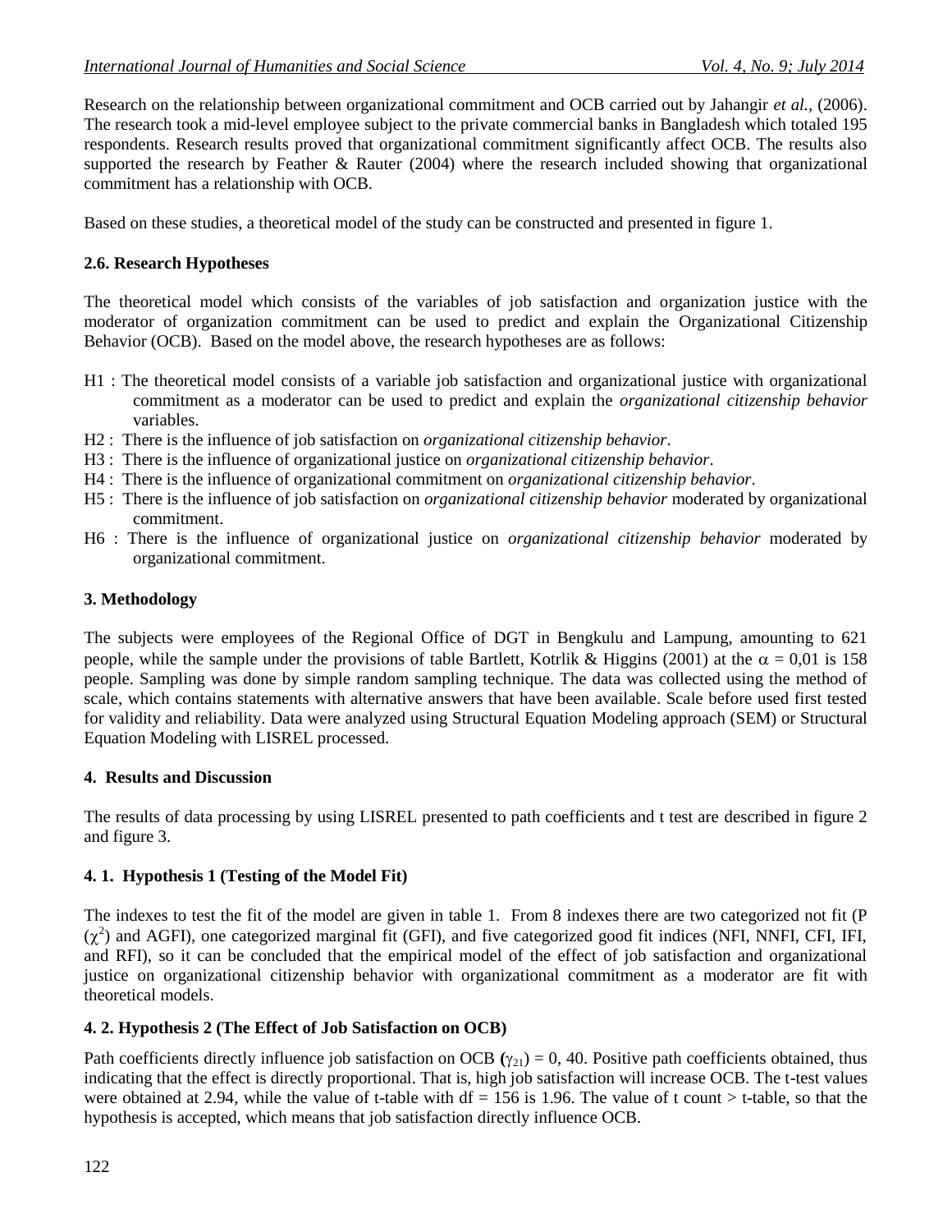Research on the relationship between organizational commitment and OCB carried out by Jahangir *et al.*, (2006). The research took a mid-level employee subject to the private commercial banks in Bangladesh which totaled 195 respondents. Research results proved that organizational commitment significantly affect OCB. The results also supported the research by Feather & Rauter (2004) where the research included showing that organizational commitment has a relationship with OCB.

Based on these studies, a theoretical model of the study can be constructed and presented in figure 1.

### 2.6. Research Hypotheses

The theoretical model which consists of the variables of job satisfaction and organization justice with the moderator of organization commitment can be used to predict and explain the Organizational Citizenship Behavior (OCB). Based on the model above, the research hypotheses are as follows:

- H1 : The theoretical model consists of a variable job satisfaction and organizational justice with organizational commitment as a moderator can be used to predict and explain the *organizational citizenship behavior* variables.
- H2 : There is the influence of job satisfaction on *organizational citizenship behavior*.
- H3 : There is the influence of organizational justice on *organizational citizenship behavior*.
- H4 : There is the influence of organizational commitment on *organizational citizenship behavior*.
- H5 : There is the influence of job satisfaction on *organizational citizenship behavior* moderated by organizational commitment.
- H6 : There is the influence of organizational justice on *organizational citizenship behavior* moderated by organizational commitment.

## 3. Methodology

The subjects were employees of the Regional Office of DGT in Bengkulu and Lampung, amounting to 621 people, while the sample under the provisions of table Bartlett, Kotrlik & Higgins (2001) at the $\alpha$ = 0,01 is 158 people. Sampling was done by simple random sampling technique. The data was collected using the method of scale, which contains statements with alternative answers that have been available. Scale before used first tested for validity and reliability. Data were analyzed using Structural Equation Modeling approach (SEM) or Structural Equation Modeling with LISREL processed.

## 4. Results and Discussion

The results of data processing by using LISREL presented to path coefficients and t test are described in figure 2 and figure 3.

### 4. 1. Hypothesis 1 (Testing of the Model Fit)

The indexes to test the fit of the model are given in table 1. From 8 indexes there are two categorized not fit (P ($\chi^2$) and AGFI), one categorized marginal fit (GFI), and five categorized good fit indices (NFI, NNFI, CFI, IFI, and RFI), so it can be concluded that the empirical model of the effect of job satisfaction and organizational justice on organizational citizenship behavior with organizational commitment as a moderator are fit with theoretical models.

### 4. 2. Hypothesis 2 (The Effect of Job Satisfaction on OCB)

Path coefficients directly influence job satisfaction on OCB ($\gamma_{21}$) = 0, 40. Positive path coefficients obtained, thus indicating that the effect is directly proportional. That is, high job satisfaction will increase OCB. The t-test values were obtained at 2.94, while the value of t-table with df = 156 is 1.96. The value of t count > t-table, so that the hypothesis is accepted, which means that job satisfaction directly influence OCB.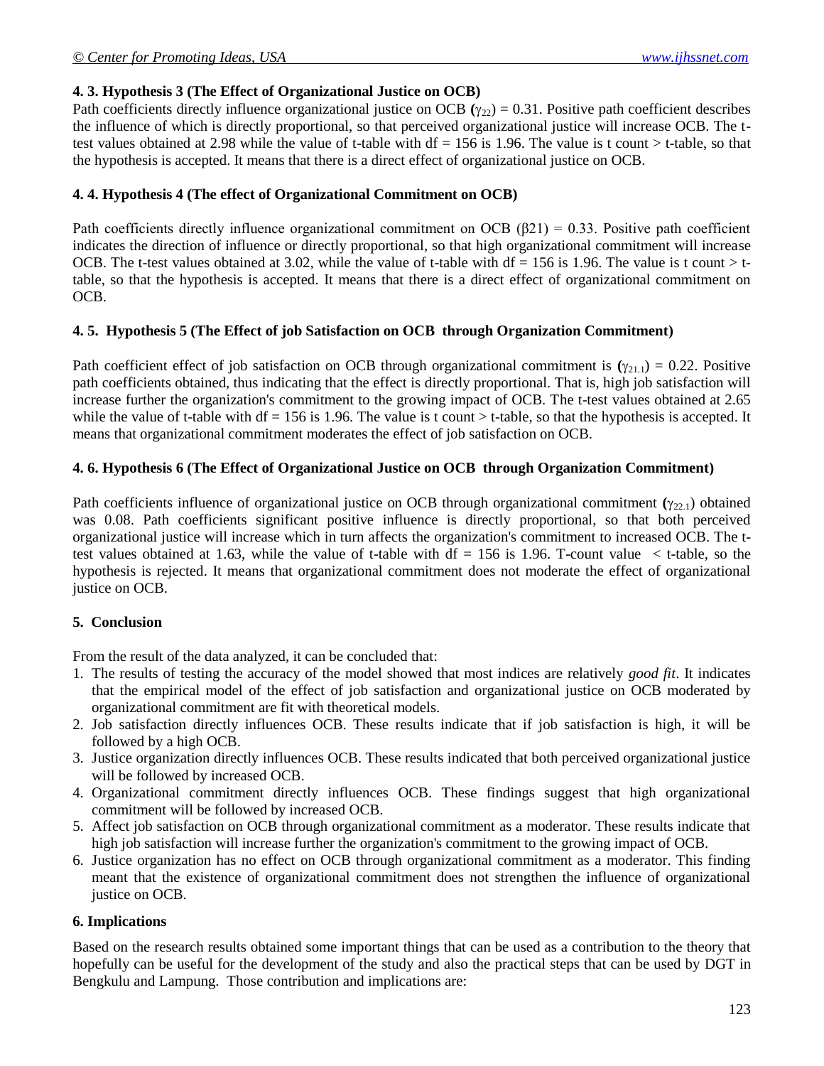### 4. 3. Hypothesis 3 (The Effect of Organizational Justice on OCB)

Path coefficients directly influence organizational justice on OCB ($\gamma_{22}$) = 0.31. Positive path coefficient describes the influence of which is directly proportional, so that perceived organizational justice will increase OCB. The t-test values obtained at 2.98 while the value of t-table with df = 156 is 1.96. The value is t count > t-table, so that the hypothesis is accepted. It means that there is a direct effect of organizational justice on OCB.

### 4. 4. Hypothesis 4 (The effect of Organizational Commitment on OCB)

Path coefficients directly influence organizational commitment on OCB ($\beta 21$) = 0.33. Positive path coefficient indicates the direction of influence or directly proportional, so that high organizational commitment will increase OCB. The t-test values obtained at 3.02, while the value of t-table with df = 156 is 1.96. The value is t count > t-table, so that the hypothesis is accepted. It means that there is a direct effect of organizational commitment on OCB.

### 4. 5. Hypothesis 5 (The Effect of job Satisfaction on OCB through Organization Commitment)

Path coefficient effect of job satisfaction on OCB through organizational commitment is ($\gamma_{21.1}$) = 0.22. Positive path coefficients obtained, thus indicating that the effect is directly proportional. That is, high job satisfaction will increase further the organization's commitment to the growing impact of OCB. The t-test values obtained at 2.65 while the value of t-table with df = 156 is 1.96. The value is t count > t-table, so that the hypothesis is accepted. It means that organizational commitment moderates the effect of job satisfaction on OCB.

### 4. 6. Hypothesis 6 (The Effect of Organizational Justice on OCB through Organization Commitment)

Path coefficients influence of organizational justice on OCB through organizational commitment ($\gamma_{22.1}$) obtained was 0.08. Path coefficients significant positive influence is directly proportional, so that perceived organizational justice will increase which in turn affects the organization's commitment to increased OCB. The t-test values obtained at 1.63, while the value of t-table with df = 156 is 1.96. T-count value < t-table, so the hypothesis is rejected. It means that organizational commitment does not moderate the effect of organizational justice on OCB.

## 5. Conclusion

From the result of the data analyzed, it can be concluded that:

1. The results of testing the accuracy of the model showed that most indices are relatively *good fit*. It indicates that the empirical model of the effect of job satisfaction and organizational justice on OCB moderated by organizational commitment are fit with theoretical models.
2. Job satisfaction directly influences OCB. These results indicate that if job satisfaction is high, it will be followed by a high OCB.
3. Justice organization directly influences OCB. These results indicated that both perceived organizational justice will be followed by increased OCB.
4. Organizational commitment directly influences OCB. These findings suggest that high organizational commitment will be followed by increased OCB.
5. Affect job satisfaction on OCB through organizational commitment as a moderator. These results indicate that high job satisfaction will increase further the organization's commitment to the growing impact of OCB.
6. Justice organization has no effect on OCB through organizational commitment as a moderator. This finding meant that the existence of organizational commitment does not strengthen the influence of organizational justice on OCB.

## 6. Implications

Based on the research results obtained some important things that can be used as a contribution to the theory that hopefully can be useful for the development of the study and also the practical steps that can be used by DGT in Bengkulu and Lampung. Those contribution and implications are: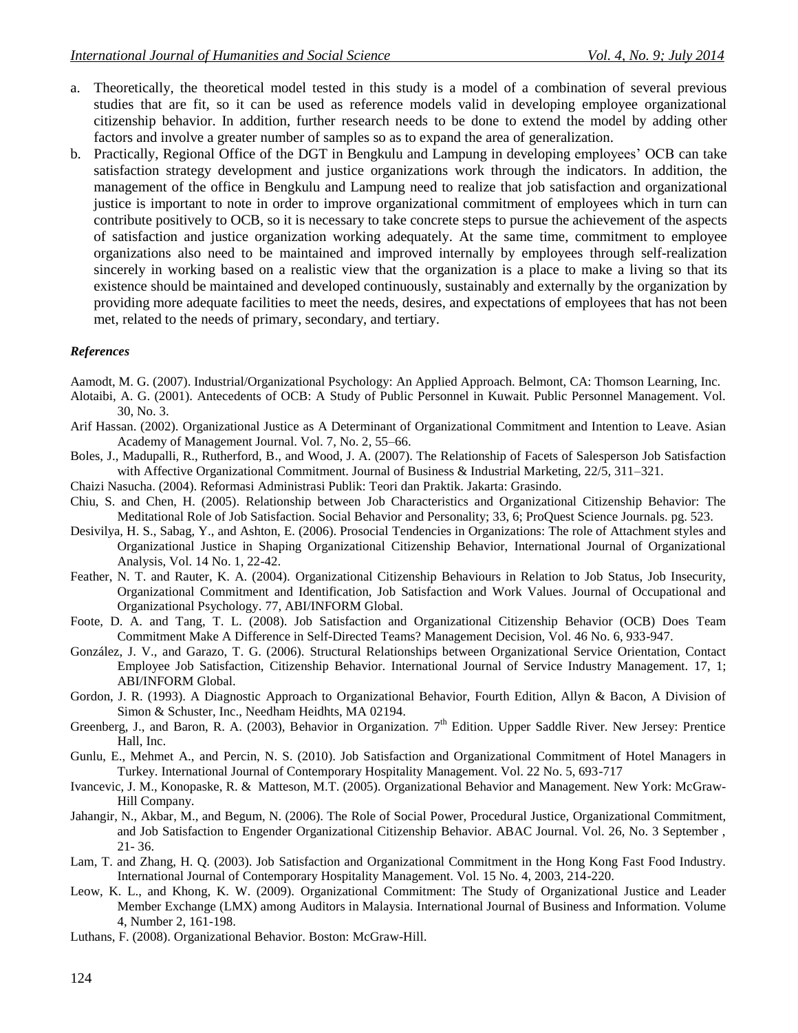a. Theoretically, the theoretical model tested in this study is a model of a combination of several previous studies that are fit, so it can be used as reference models valid in developing employee organizational citizenship behavior. In addition, further research needs to be done to extend the model by adding other factors and involve a greater number of samples so as to expand the area of generalization.
b. Practically, Regional Office of the DGT in Bengkulu and Lampung in developing employees' OCB can take satisfaction strategy development and justice organizations work through the indicators. In addition, the management of the office in Bengkulu and Lampung need to realize that job satisfaction and organizational justice is important to note in order to improve organizational commitment of employees which in turn can contribute positively to OCB, so it is necessary to take concrete steps to pursue the achievement of the aspects of satisfaction and justice organization working adequately. At the same time, commitment to employee organizations also need to be maintained and improved internally by employees through self-realization sincerely in working based on a realistic view that the organization is a place to make a living so that its existence should be maintained and developed continuously, sustainably and externally by the organization by providing more adequate facilities to meet the needs, desires, and expectations of employees that has not been met, related to the needs of primary, secondary, and tertiary.

### *References*

Aamodt, M. G. (2007). Industrial/Organizational Psychology: An Applied Approach. Belmont, CA: Thomson Learning, Inc.

Alotaibi, A. G. (2001). Antecedents of OCB: A Study of Public Personnel in Kuwait. Public Personnel Management. Vol. 30, No. 3.

Arif Hassan. (2002). Organizational Justice as A Determinant of Organizational Commitment and Intention to Leave. Asian Academy of Management Journal. Vol. 7, No. 2, 55–66.

Boles, J., Madupalli, R., Rutherford, B., and Wood, J. A. (2007). The Relationship of Facets of Salesperson Job Satisfaction with Affective Organizational Commitment. Journal of Business & Industrial Marketing, 22/5, 311–321.

Chaizi Nasucha. (2004). Reformasi Administrasi Publik: Teori dan Praktik. Jakarta: Grasindo.

Chiu, S. and Chen, H. (2005). Relationship between Job Characteristics and Organizational Citizenship Behavior: The Meditational Role of Job Satisfaction. Social Behavior and Personality; 33, 6; ProQuest Science Journals. pg. 523.

Desivilya, H. S., Sabag, Y., and Ashton, E. (2006). Prosocial Tendencies in Organizations: The role of Attachment styles and Organizational Justice in Shaping Organizational Citizenship Behavior, International Journal of Organizational Analysis, Vol. 14 No. 1, 22-42.

Feather, N. T. and Rauter, K. A. (2004). Organizational Citizenship Behaviours in Relation to Job Status, Job Insecurity, Organizational Commitment and Identification, Job Satisfaction and Work Values. Journal of Occupational and Organizational Psychology. 77, ABI/INFORM Global.

Foote, D. A. and Tang, T. L. (2008). Job Satisfaction and Organizational Citizenship Behavior (OCB) Does Team Commitment Make A Difference in Self-Directed Teams? Management Decision, Vol. 46 No. 6, 933-947.

González, J. V., and Garazo, T. G. (2006). Structural Relationships between Organizational Service Orientation, Contact Employee Job Satisfaction, Citizenship Behavior. International Journal of Service Industry Management. 17, 1; ABI/INFORM Global.

Gordon, J. R. (1993). A Diagnostic Approach to Organizational Behavior, Fourth Edition, Allyn & Bacon, A Division of Simon & Schuster, Inc., Needham Heidhts, MA 02194.

Greenberg, J., and Baron, R. A. (2003), Behavior in Organization. 7th Edition. Upper Saddle River. New Jersey: Prentice Hall, Inc.

Gunlu, E., Mehmet A., and Percin, N. S. (2010). Job Satisfaction and Organizational Commitment of Hotel Managers in Turkey. International Journal of Contemporary Hospitality Management. Vol. 22 No. 5, 693-717

Ivancevic, J. M., Konopaske, R. & Matteson, M.T. (2005). Organizational Behavior and Management. New York: McGraw-Hill Company.

Jahangir, N., Akbar, M., and Begum, N. (2006). The Role of Social Power, Procedural Justice, Organizational Commitment, and Job Satisfaction to Engender Organizational Citizenship Behavior. ABAC Journal. Vol. 26, No. 3 September , 21- 36.

Lam, T. and Zhang, H. Q. (2003). Job Satisfaction and Organizational Commitment in the Hong Kong Fast Food Industry. International Journal of Contemporary Hospitality Management. Vol. 15 No. 4, 2003, 214-220.

Leow, K. L., and Khong, K. W. (2009). Organizational Commitment: The Study of Organizational Justice and Leader Member Exchange (LMX) among Auditors in Malaysia. International Journal of Business and Information. Volume 4, Number 2, 161-198.

Luthans, F. (2008). Organizational Behavior. Boston: McGraw-Hill.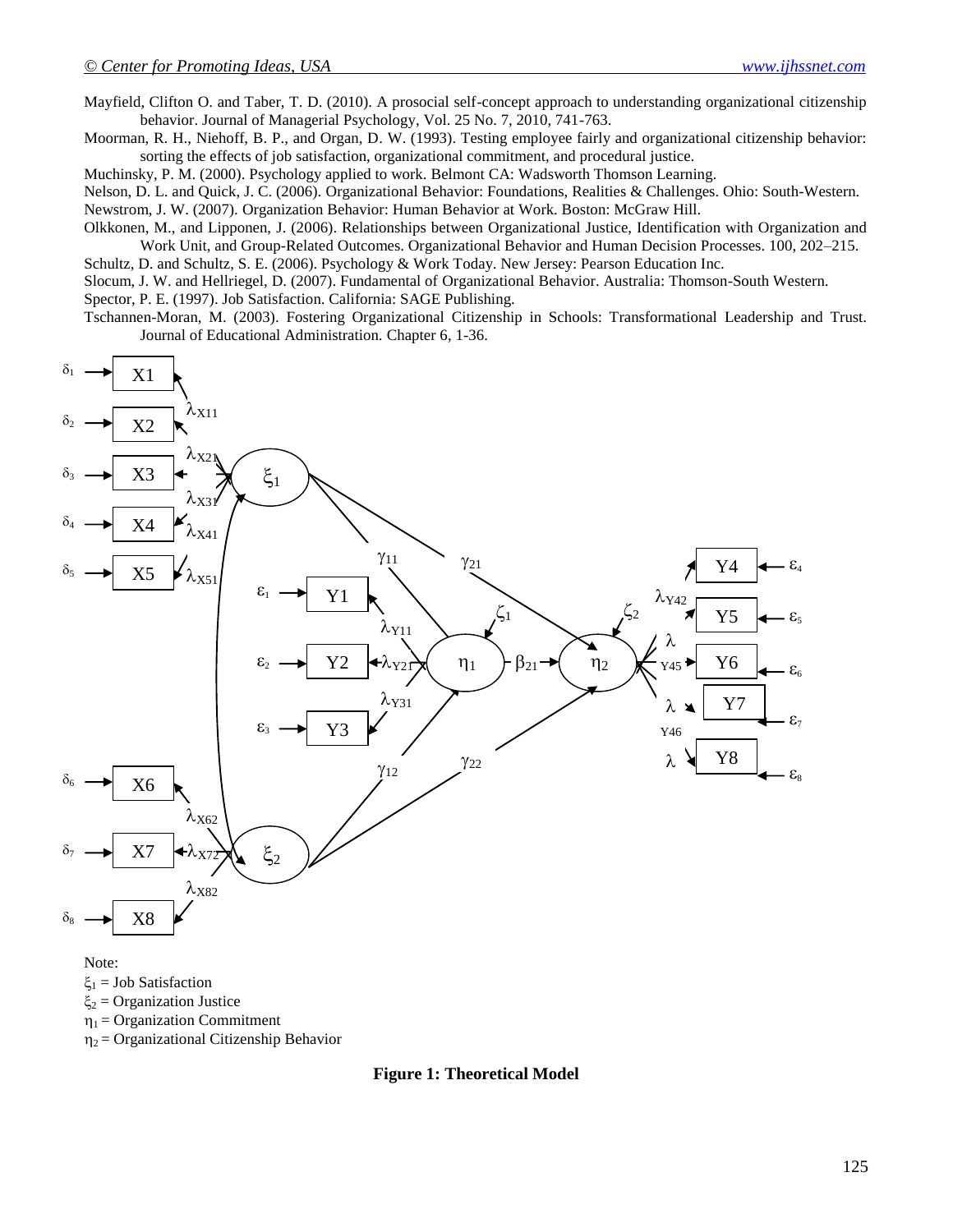Mayfield, Clifton O. and Taber, T. D. (2010). A prosocial self-concept approach to understanding organizational citizenship behavior. Journal of Managerial Psychology, Vol. 25 No. 7, 2010, 741-763.

Moorman, R. H., Niehoff, B. P., and Organ, D. W. (1993). Testing employee fairly and organizational citizenship behavior: sorting the effects of job satisfaction, organizational commitment, and procedural justice.

Muchinsky, P. M. (2000). Psychology applied to work. Belmont CA: Wadsworth Thomson Learning.

Nelson, D. L. and Quick, J. C. (2006). Organizational Behavior: Foundations, Realities & Challenges. Ohio: South-Western.

Newstrom, J. W. (2007). Organization Behavior: Human Behavior at Work. Boston: McGraw Hill.

Olkkonen, M., and Lipponen, J. (2006). Relationships between Organizational Justice, Identification with Organization and Work Unit, and Group-Related Outcomes. Organizational Behavior and Human Decision Processes. 100, 202–215.

Schultz, D. and Schultz, S. E. (2006). Psychology & Work Today. New Jersey: Pearson Education Inc.

Slocum, J. W. and Hellriegel, D. (2007). Fundamental of Organizational Behavior. Australia: Thomson-South Western.

Spector, P. E. (1997). Job Satisfaction. California: SAGE Publishing.

Tschannen-Moran, M. (2003). Fostering Organizational Citizenship in Schools: Transformational Leadership and Trust. Journal of Educational Administration. Chapter 6, 1-36.

Note:

$\xi_1$ = Job Satisfaction

$\xi_2$ = Organization Justice

$\eta_1$ = Organization Commitment

$\eta_2$ = Organizational Citizenship Behavior

**Figure 1: Theoretical Model**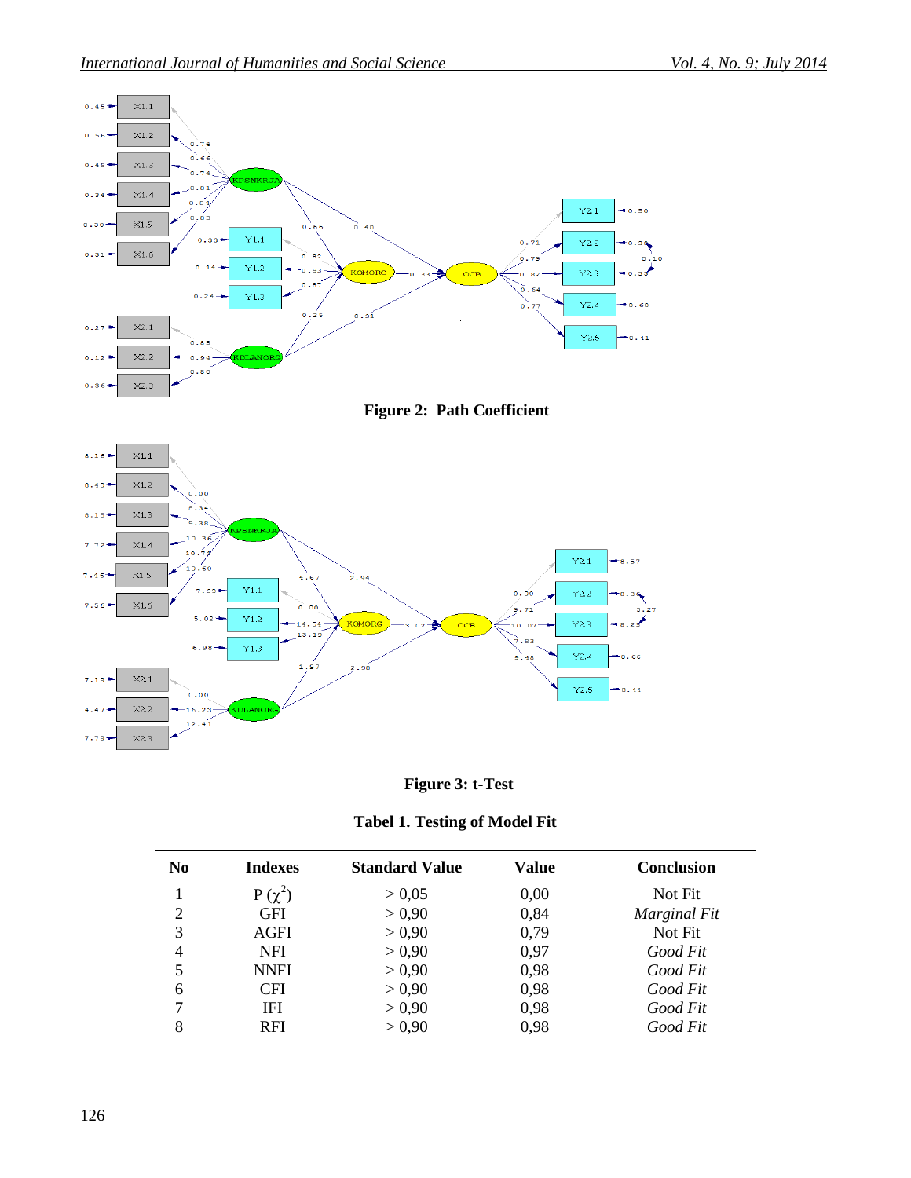X1.1 X1.2 X1.3 X1.4 X1.5 X1.6
0.45 0.56 0.45 0.34 0.30 0.31
0.74 0.66 0.74 0.81 0.84 0.83
KPSNKRJA
Y1.1 Y1.2 Y1.3
0.33 0.14 0.24
0.82 0.93 0.87
KOMORG
0.66 0.40 0.33 0.25 0.31
OCB
Y2.1 Y2.2 Y2.3 Y2.4 Y2.5
0.71 0.79 0.82 0.64 0.77
0.50 0.38 0.33 0.60 0.41
0.10
X2.1 X2.2 X2.3
0.27 0.12 0.36
0.85 0.94 0.80
KDLANORG

**Figure 2: Path Coefficient**

X1.1 X1.2 X1.3 X1.4 X1.5 X1.6
8.16 8.40 8.15 7.72 7.46 7.56
0.00 8.34 9.38 10.36 10.79 10.60
KPSNKRJA
Y1.1 Y1.2 Y1.3
7.69 5.02 6.98
0.00 14.54 13.19
KOMORG
4.67 2.94 3.02 1.97 2.98
OCB
Y2.1 Y2.2 Y2.3 Y2.4 Y2.5
0.00 9.71 10.07 7.83 9.48
8.57 8.36 8.25 8.66 8.44
3.27
X2.1 X2.2 X2.3
7.19 4.47 7.79
0.00 16.23 12.41
KDLANORG

**Figure 3: t-Test**

**Tabel 1. Testing of Model Fit**

| No | Indexes | Standard Value | Value | Conclusion |
|---|---|---|---|---|
| 1 | P ($\chi^2$) | > 0,05 | 0,00 | Not Fit |
| 2 | GFI | > 0,90 | 0,84 | *Marginal Fit* |
| 3 | AGFI | > 0,90 | 0,79 | Not Fit |
| 4 | NFI | > 0,90 | 0,97 | *Good Fit* |
| 5 | NNFI | > 0,90 | 0,98 | *Good Fit* |
| 6 | CFI | > 0,90 | 0,98 | *Good Fit* |
| 7 | IFI | > 0,90 | 0,98 | *Good Fit* |
| 8 | RFI | > 0,90 | 0,98 | *Good Fit* |